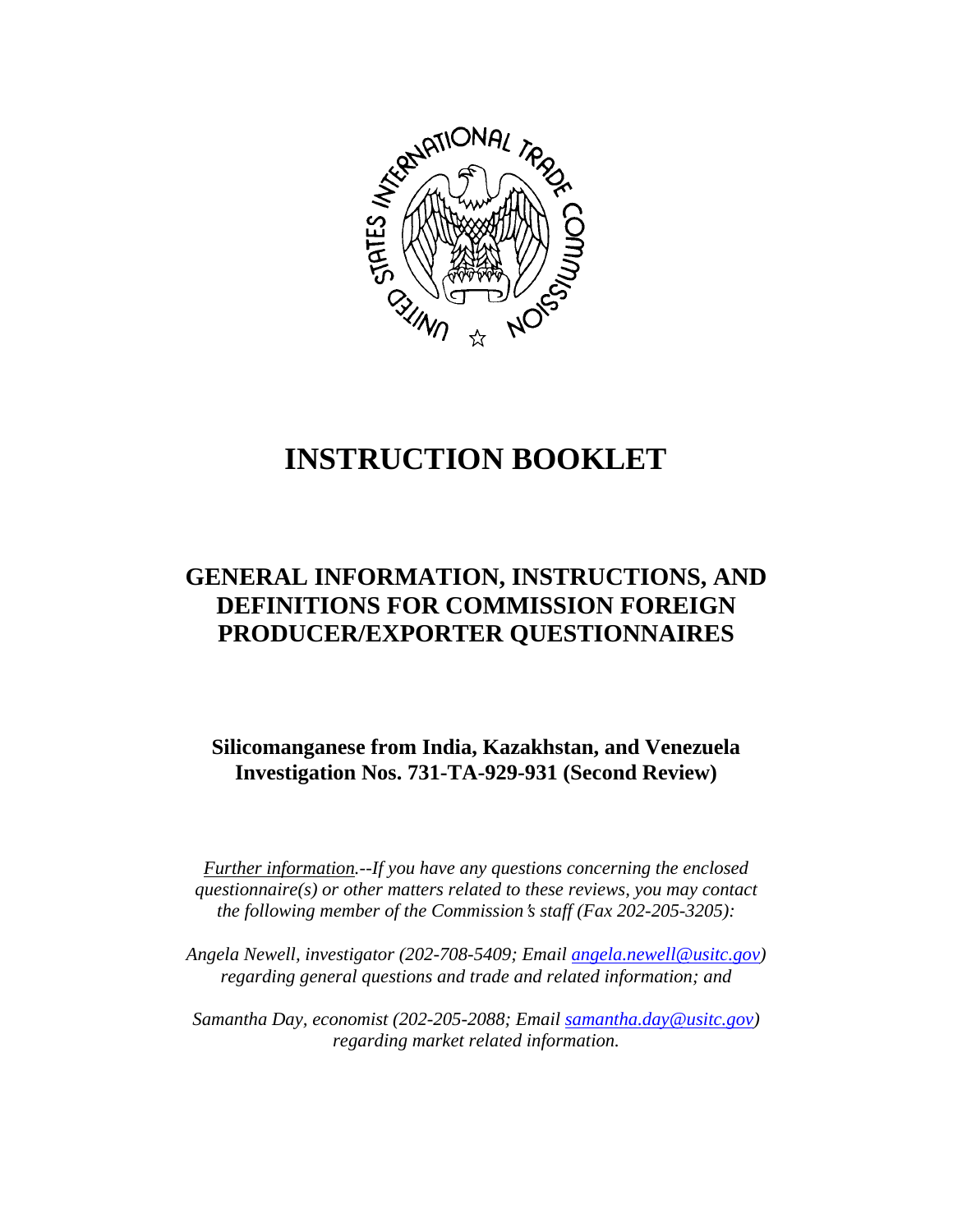# INSTRUCTION BOOKLET

## GENERAL INFORMATION, INSTRUCTIONS, AND DEFINITIONS FOR COMMISSION FOREIGN PRODUCER/EXPORTER QUESTIONNAIRES

### Silicomanganese from India, Kazakhstan, and Venezuela Investigation Nos. 731-TA-929-931 (Second Review)

*Further information.--If you have any questions concerning the enclosed questionnaire(s) or other matters related to these reviews, you may contact the following member of the Commission's staff (Fax 202-205-3205):*

*Angela Newell, investigator (202-708-5409; Email [angela.newell@usitc.gov](mailto:angela.newell@usitc.gov)) regarding general questions and trade and related information; and*

*Samantha Day, economist (202-205-2088; Email [samantha.day@usitc.gov](mailto:samantha.day@usitc.gov)) regarding market related information.*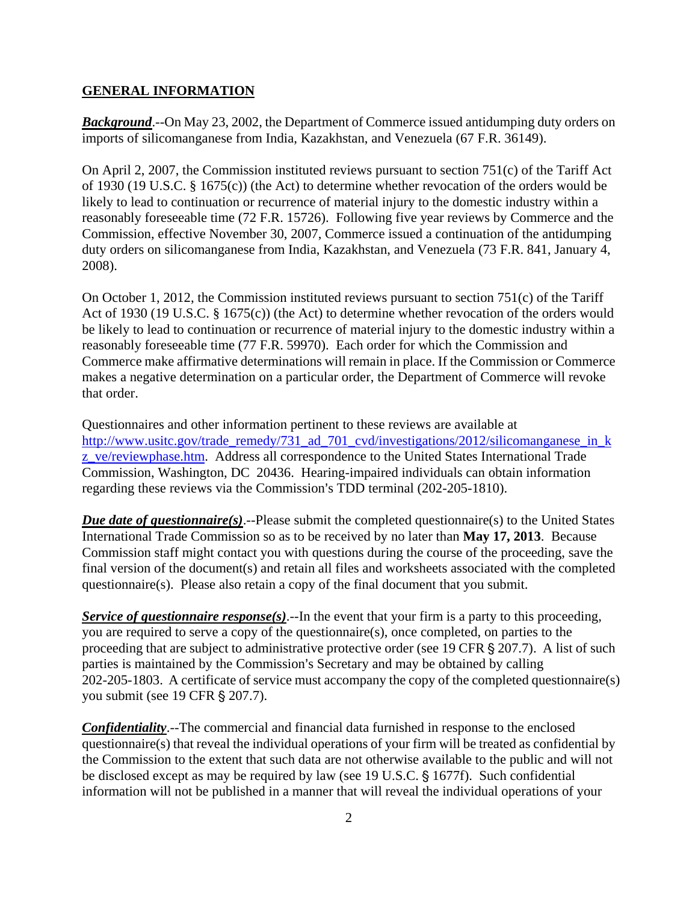## GENERAL INFORMATION

***Background***.--On May 23, 2002, the Department of Commerce issued antidumping duty orders on imports of silicomanganese from India, Kazakhstan, and Venezuela (67 F.R. 36149).

On April 2, 2007, the Commission instituted reviews pursuant to section 751(c) of the Tariff Act of 1930 (19 U.S.C. § 1675(c)) (the Act) to determine whether revocation of the orders would be likely to lead to continuation or recurrence of material injury to the domestic industry within a reasonably foreseeable time (72 F.R. 15726). Following five year reviews by Commerce and the Commission, effective November 30, 2007, Commerce issued a continuation of the antidumping duty orders on silicomanganese from India, Kazakhstan, and Venezuela (73 F.R. 841, January 4, 2008).

On October 1, 2012, the Commission instituted reviews pursuant to section 751(c) of the Tariff Act of 1930 (19 U.S.C. § 1675(c)) (the Act) to determine whether revocation of the orders would be likely to lead to continuation or recurrence of material injury to the domestic industry within a reasonably foreseeable time (77 F.R. 59970). Each order for which the Commission and Commerce make affirmative determinations will remain in place. If the Commission or Commerce makes a negative determination on a particular order, the Department of Commerce will revoke that order.

Questionnaires and other information pertinent to these reviews are available at http://www.usitc.gov/trade_remedy/731_ad_701_cvd/investigations/2012/silicomanganese_in_kz_ve/reviewphase.htm. Address all correspondence to the United States International Trade Commission, Washington, DC 20436. Hearing-impaired individuals can obtain information regarding these reviews via the Commission's TDD terminal (202-205-1810).

***Due date of questionnaire(s)***.--Please submit the completed questionnaire(s) to the United States International Trade Commission so as to be received by no later than **May 17, 2013**. Because Commission staff might contact you with questions during the course of the proceeding, save the final version of the document(s) and retain all files and worksheets associated with the completed questionnaire(s). Please also retain a copy of the final document that you submit.

***Service of questionnaire response(s)***.--In the event that your firm is a party to this proceeding, you are required to serve a copy of the questionnaire(s), once completed, on parties to the proceeding that are subject to administrative protective order (see 19 CFR § 207.7). A list of such parties is maintained by the Commission's Secretary and may be obtained by calling 202-205-1803. A certificate of service must accompany the copy of the completed questionnaire(s) you submit (see 19 CFR § 207.7).

***Confidentiality***.--The commercial and financial data furnished in response to the enclosed questionnaire(s) that reveal the individual operations of your firm will be treated as confidential by the Commission to the extent that such data are not otherwise available to the public and will not be disclosed except as may be required by law (see 19 U.S.C. § 1677f). Such confidential information will not be published in a manner that will reveal the individual operations of your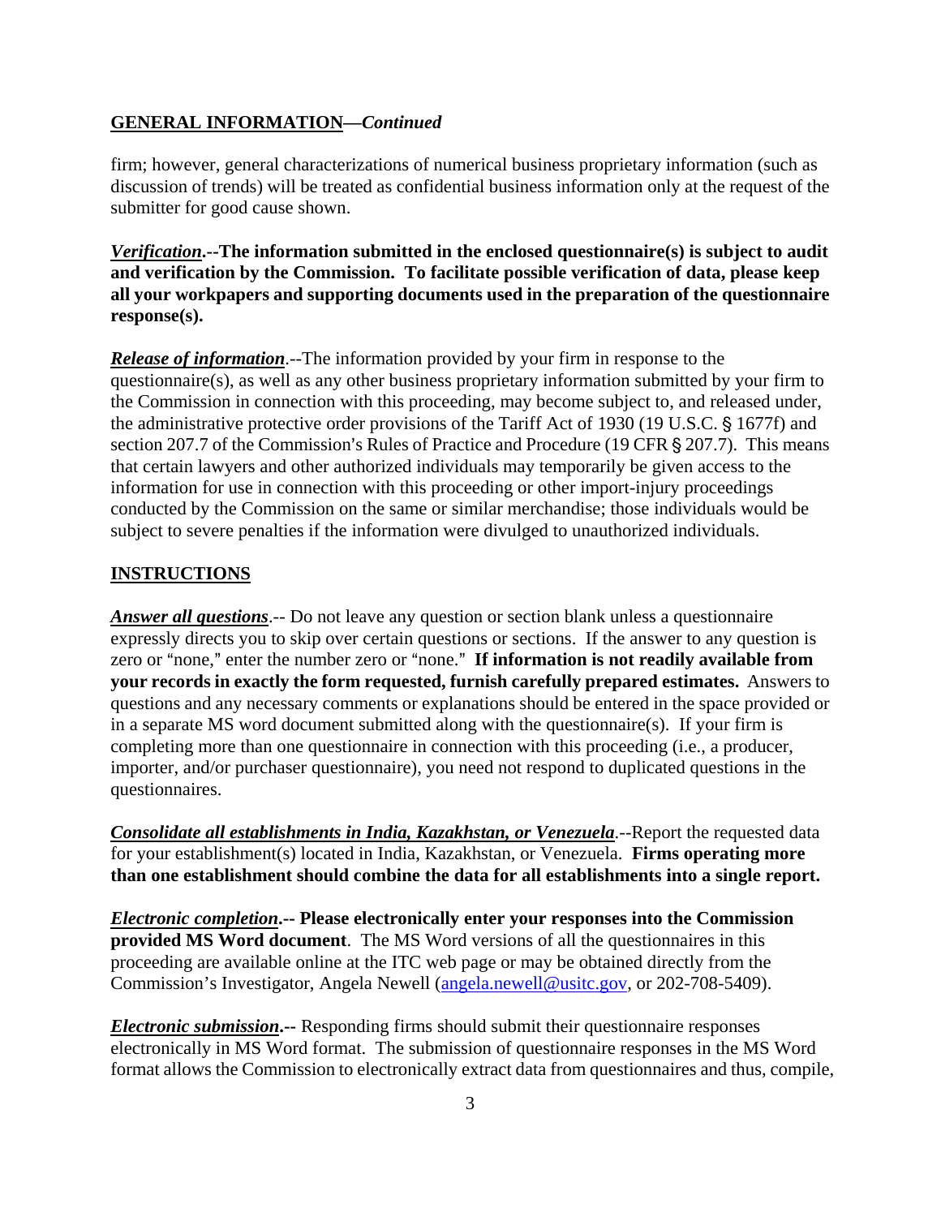## GENERAL INFORMATION—*Continued*

firm; however, general characterizations of numerical business proprietary information (such as discussion of trends) will be treated as confidential business information only at the request of the submitter for good cause shown.

***Verification*.--The information submitted in the enclosed questionnaire(s) is subject to audit and verification by the Commission. To facilitate possible verification of data, please keep all your workpapers and supporting documents used in the preparation of the questionnaire response(s).**

***Release of information***.--The information provided by your firm in response to the questionnaire(s), as well as any other business proprietary information submitted by your firm to the Commission in connection with this proceeding, may become subject to, and released under, the administrative protective order provisions of the Tariff Act of 1930 (19 U.S.C. § 1677f) and section 207.7 of the Commission's Rules of Practice and Procedure (19 CFR § 207.7). This means that certain lawyers and other authorized individuals may temporarily be given access to the information for use in connection with this proceeding or other import-injury proceedings conducted by the Commission on the same or similar merchandise; those individuals would be subject to severe penalties if the information were divulged to unauthorized individuals.

## INSTRUCTIONS

***Answer all questions***.-- Do not leave any question or section blank unless a questionnaire expressly directs you to skip over certain questions or sections. If the answer to any question is zero or "none," enter the number zero or "none." **If information is not readily available from your records in exactly the form requested, furnish carefully prepared estimates.** Answers to questions and any necessary comments or explanations should be entered in the space provided or in a separate MS word document submitted along with the questionnaire(s). If your firm is completing more than one questionnaire in connection with this proceeding (i.e., a producer, importer, and/or purchaser questionnaire), you need not respond to duplicated questions in the questionnaires.

***Consolidate all establishments in India, Kazakhstan, or Venezuela***.--Report the requested data for your establishment(s) located in India, Kazakhstan, or Venezuela. **Firms operating more than one establishment should combine the data for all establishments into a single report.**

***Electronic completion*.-- Please electronically enter your responses into the Commission provided MS Word document**. The MS Word versions of all the questionnaires in this proceeding are available online at the ITC web page or may be obtained directly from the Commission's Investigator, Angela Newell (angela.newell@usitc.gov, or 202-708-5409).

***Electronic submission*.--** Responding firms should submit their questionnaire responses electronically in MS Word format. The submission of questionnaire responses in the MS Word format allows the Commission to electronically extract data from questionnaires and thus, compile,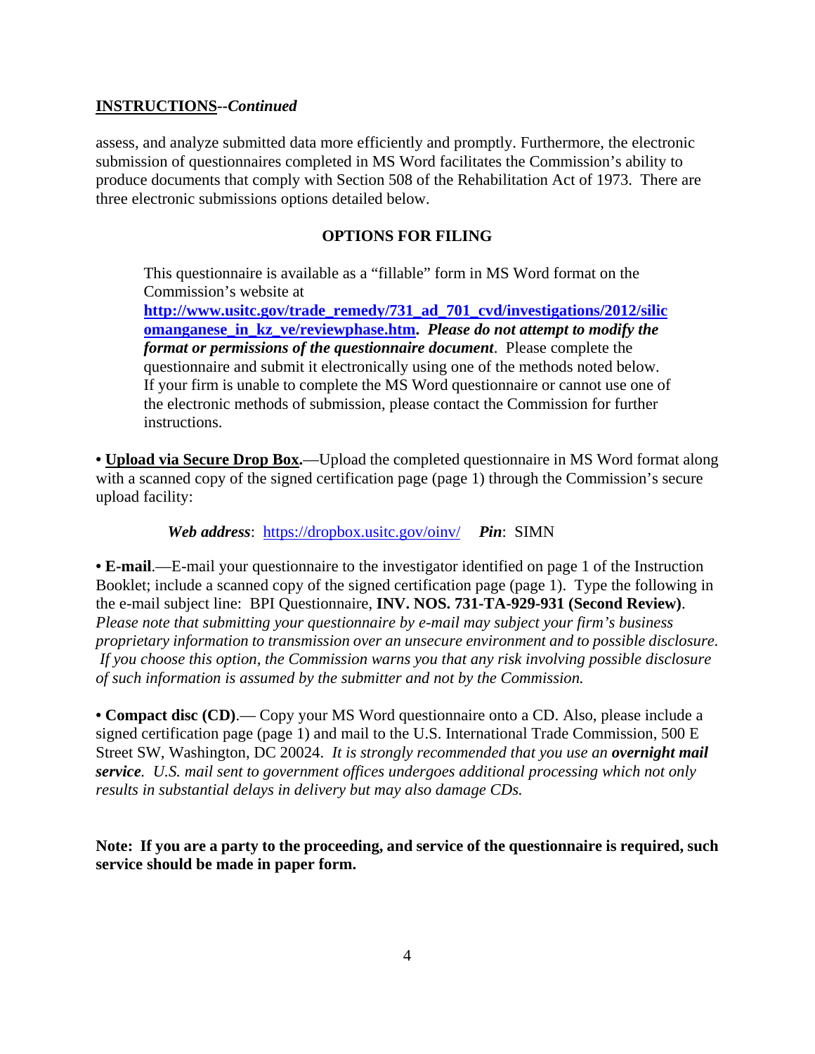**INSTRUCTIONS**--*Continued*

assess, and analyze submitted data more efficiently and promptly. Furthermore, the electronic submission of questionnaires completed in MS Word facilitates the Commission's ability to produce documents that comply with Section 508 of the Rehabilitation Act of 1973. There are three electronic submissions options detailed below.

**OPTIONS FOR FILING**

> This questionnaire is available as a "fillable" form in MS Word format on the Commission's website at **http://www.usitc.gov/trade_remedy/731_ad_701_cvd/investigations/2012/silicomanganese_in_kz_ve/reviewphase.htm**. ***Please do not attempt to modify the format or permissions of the questionnaire document***. Please complete the questionnaire and submit it electronically using one of the methods noted below. If your firm is unable to complete the MS Word questionnaire or cannot use one of the electronic methods of submission, please contact the Commission for further instructions.

**• Upload via Secure Drop Box.**—Upload the completed questionnaire in MS Word format along with a scanned copy of the signed certification page (page 1) through the Commission's secure upload facility:

> ***Web address***: https://dropbox.usitc.gov/oinv/ ***Pin***: SIMN

**• E-mail**.—E-mail your questionnaire to the investigator identified on page 1 of the Instruction Booklet; include a scanned copy of the signed certification page (page 1). Type the following in the e-mail subject line: BPI Questionnaire, **INV. NOS. 731-TA-929-931 (Second Review)**. *Please note that submitting your questionnaire by e-mail may subject your firm's business proprietary information to transmission over an unsecure environment and to possible disclosure. If you choose this option, the Commission warns you that any risk involving possible disclosure of such information is assumed by the submitter and not by the Commission.*

**• Compact disc (CD)**.— Copy your MS Word questionnaire onto a CD. Also, please include a signed certification page (page 1) and mail to the U.S. International Trade Commission, 500 E Street SW, Washington, DC 20024. *It is strongly recommended that you use an* ***overnight mail service****. U.S. mail sent to government offices undergoes additional processing which not only results in substantial delays in delivery but may also damage CDs.*

**Note: If you are a party to the proceeding, and service of the questionnaire is required, such service should be made in paper form.**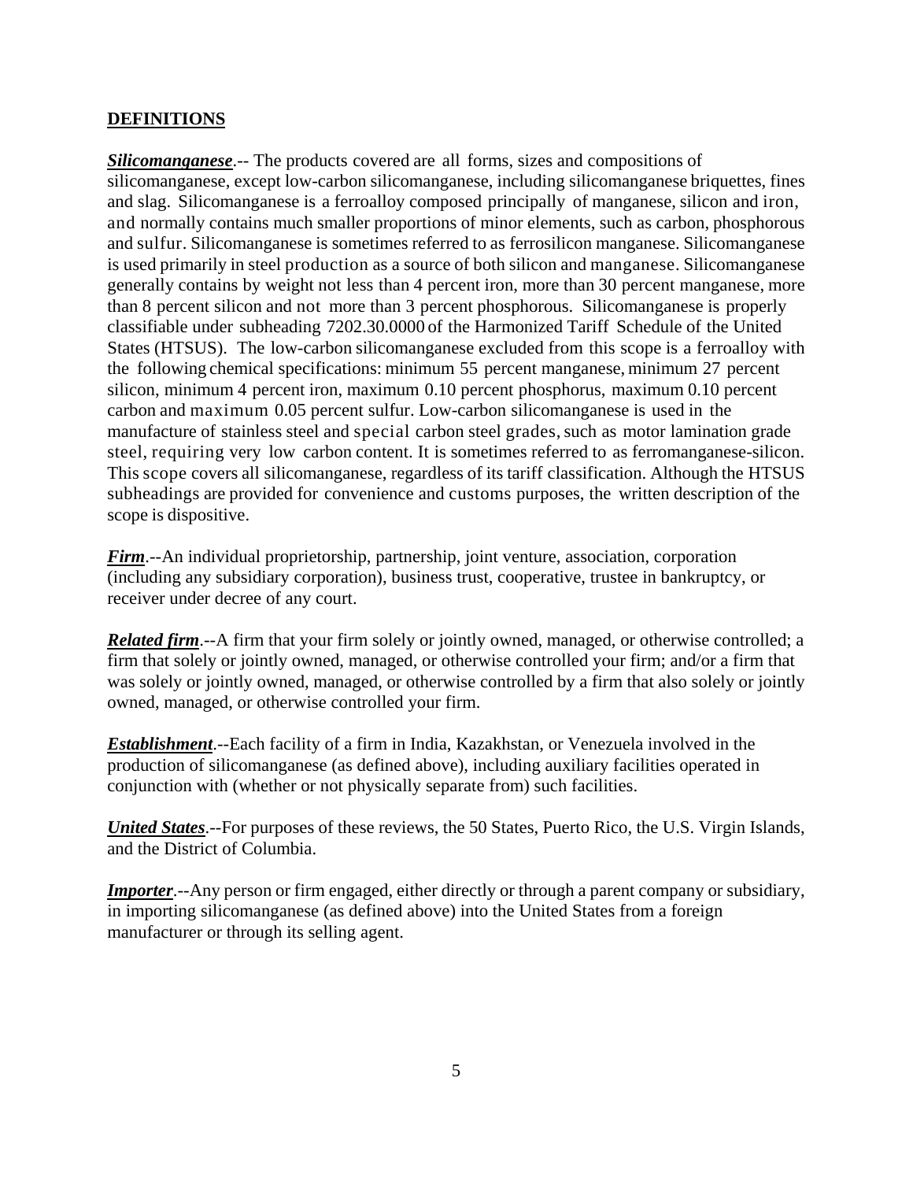## DEFINITIONS

***Silicomanganese***.-- The products covered are all forms, sizes and compositions of silicomanganese, except low-carbon silicomanganese, including silicomanganese briquettes, fines and slag. Silicomanganese is a ferroalloy composed principally of manganese, silicon and iron, and normally contains much smaller proportions of minor elements, such as carbon, phosphorous and sulfur. Silicomanganese is sometimes referred to as ferrosilicon manganese. Silicomanganese is used primarily in steel production as a source of both silicon and manganese. Silicomanganese generally contains by weight not less than 4 percent iron, more than 30 percent manganese, more than 8 percent silicon and not more than 3 percent phosphorous. Silicomanganese is properly classifiable under subheading 7202.30.0000 of the Harmonized Tariff Schedule of the United States (HTSUS). The low-carbon silicomanganese excluded from this scope is a ferroalloy with the following chemical specifications: minimum 55 percent manganese, minimum 27 percent silicon, minimum 4 percent iron, maximum 0.10 percent phosphorus, maximum 0.10 percent carbon and maximum 0.05 percent sulfur. Low-carbon silicomanganese is used in the manufacture of stainless steel and special carbon steel grades, such as motor lamination grade steel, requiring very low carbon content. It is sometimes referred to as ferromanganese-silicon. This scope covers all silicomanganese, regardless of its tariff classification. Although the HTSUS subheadings are provided for convenience and customs purposes, the written description of the scope is dispositive.

***Firm***.--An individual proprietorship, partnership, joint venture, association, corporation (including any subsidiary corporation), business trust, cooperative, trustee in bankruptcy, or receiver under decree of any court.

***Related firm***.--A firm that your firm solely or jointly owned, managed, or otherwise controlled; a firm that solely or jointly owned, managed, or otherwise controlled your firm; and/or a firm that was solely or jointly owned, managed, or otherwise controlled by a firm that also solely or jointly owned, managed, or otherwise controlled your firm.

***Establishment***.--Each facility of a firm in India, Kazakhstan, or Venezuela involved in the production of silicomanganese (as defined above), including auxiliary facilities operated in conjunction with (whether or not physically separate from) such facilities.

***United States***.--For purposes of these reviews, the 50 States, Puerto Rico, the U.S. Virgin Islands, and the District of Columbia.

***Importer***.--Any person or firm engaged, either directly or through a parent company or subsidiary, in importing silicomanganese (as defined above) into the United States from a foreign manufacturer or through its selling agent.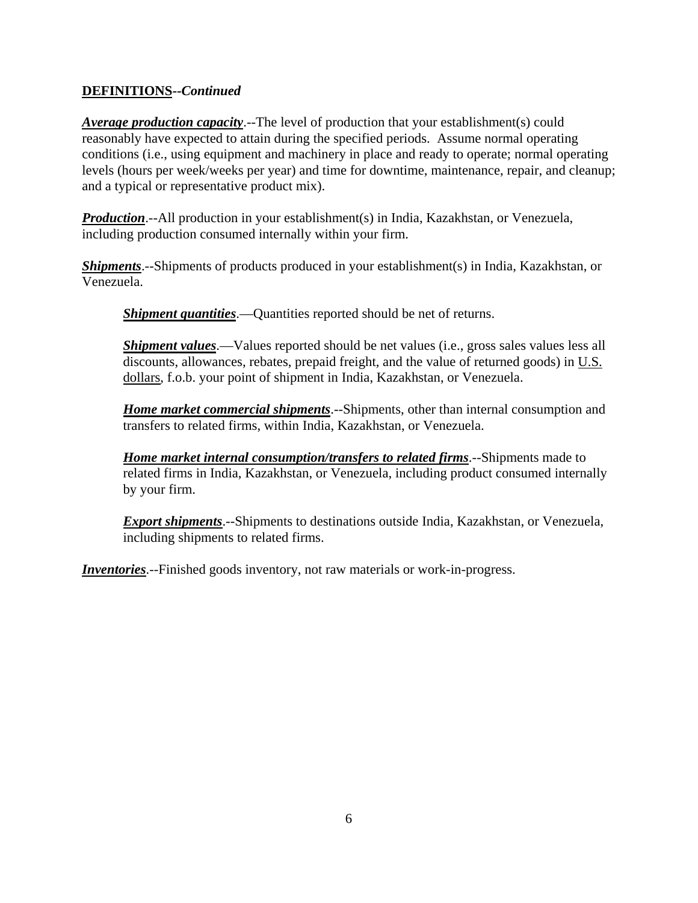**DEFINITIONS--*Continued***

***Average production capacity***.--The level of production that your establishment(s) could reasonably have expected to attain during the specified periods. Assume normal operating conditions (i.e., using equipment and machinery in place and ready to operate; normal operating levels (hours per week/weeks per year) and time for downtime, maintenance, repair, and cleanup; and a typical or representative product mix).

***Production***.--All production in your establishment(s) in India, Kazakhstan, or Venezuela, including production consumed internally within your firm.

***Shipments***.--Shipments of products produced in your establishment(s) in India, Kazakhstan, or Venezuela.

> ***Shipment quantities***.—Quantities reported should be net of returns.
>
> ***Shipment values***.—Values reported should be net values (i.e., gross sales values less all discounts, allowances, rebates, prepaid freight, and the value of returned goods) in U.S. dollars, f.o.b. your point of shipment in India, Kazakhstan, or Venezuela.
>
> ***Home market commercial shipments***.--Shipments, other than internal consumption and transfers to related firms, within India, Kazakhstan, or Venezuela.
>
> ***Home market internal consumption/transfers to related firms***.--Shipments made to related firms in India, Kazakhstan, or Venezuela, including product consumed internally by your firm.
>
> ***Export shipments***.--Shipments to destinations outside India, Kazakhstan, or Venezuela, including shipments to related firms.

***Inventories***.--Finished goods inventory, not raw materials or work-in-progress.